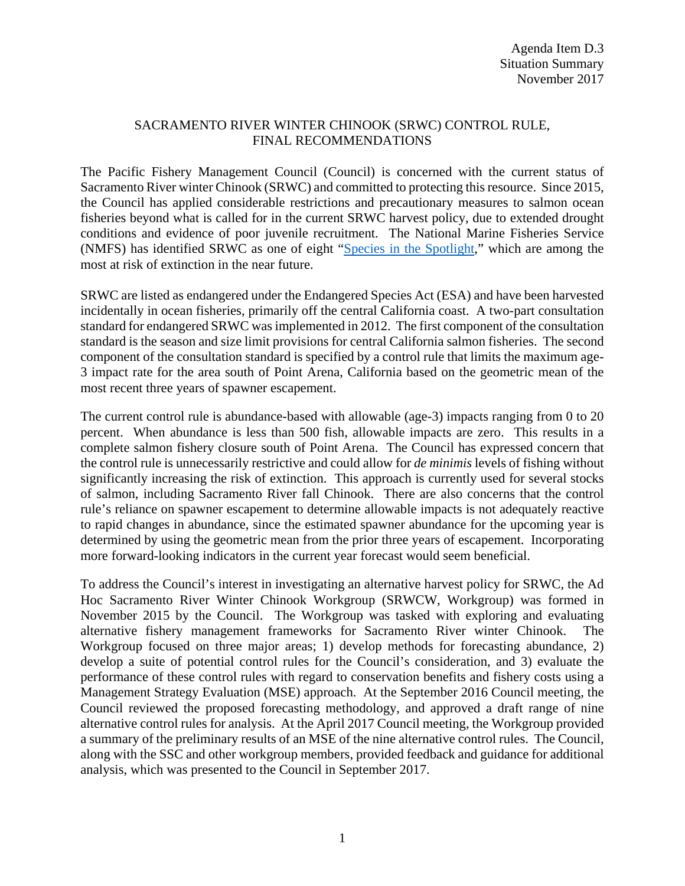Agenda Item D.3
Situation Summary
November 2017

# SACRAMENTO RIVER WINTER CHINOOK (SRWC) CONTROL RULE, FINAL RECOMMENDATIONS

The Pacific Fishery Management Council (Council) is concerned with the current status of Sacramento River winter Chinook (SRWC) and committed to protecting this resource. Since 2015, the Council has applied considerable restrictions and precautionary measures to salmon ocean fisheries beyond what is called for in the current SRWC harvest policy, due to extended drought conditions and evidence of poor juvenile recruitment. The National Marine Fisheries Service (NMFS) has identified SRWC as one of eight "Species in the Spotlight," which are among the most at risk of extinction in the near future.

SRWC are listed as endangered under the Endangered Species Act (ESA) and have been harvested incidentally in ocean fisheries, primarily off the central California coast. A two-part consultation standard for endangered SRWC was implemented in 2012. The first component of the consultation standard is the season and size limit provisions for central California salmon fisheries. The second component of the consultation standard is specified by a control rule that limits the maximum age-3 impact rate for the area south of Point Arena, California based on the geometric mean of the most recent three years of spawner escapement.

The current control rule is abundance-based with allowable (age-3) impacts ranging from 0 to 20 percent. When abundance is less than 500 fish, allowable impacts are zero. This results in a complete salmon fishery closure south of Point Arena. The Council has expressed concern that the control rule is unnecessarily restrictive and could allow for *de minimis* levels of fishing without significantly increasing the risk of extinction. This approach is currently used for several stocks of salmon, including Sacramento River fall Chinook. There are also concerns that the control rule's reliance on spawner escapement to determine allowable impacts is not adequately reactive to rapid changes in abundance, since the estimated spawner abundance for the upcoming year is determined by using the geometric mean from the prior three years of escapement. Incorporating more forward-looking indicators in the current year forecast would seem beneficial.

To address the Council's interest in investigating an alternative harvest policy for SRWC, the Ad Hoc Sacramento River Winter Chinook Workgroup (SRWCW, Workgroup) was formed in November 2015 by the Council. The Workgroup was tasked with exploring and evaluating alternative fishery management frameworks for Sacramento River winter Chinook. The Workgroup focused on three major areas; 1) develop methods for forecasting abundance, 2) develop a suite of potential control rules for the Council's consideration, and 3) evaluate the performance of these control rules with regard to conservation benefits and fishery costs using a Management Strategy Evaluation (MSE) approach. At the September 2016 Council meeting, the Council reviewed the proposed forecasting methodology, and approved a draft range of nine alternative control rules for analysis. At the April 2017 Council meeting, the Workgroup provided a summary of the preliminary results of an MSE of the nine alternative control rules. The Council, along with the SSC and other workgroup members, provided feedback and guidance for additional analysis, which was presented to the Council in September 2017.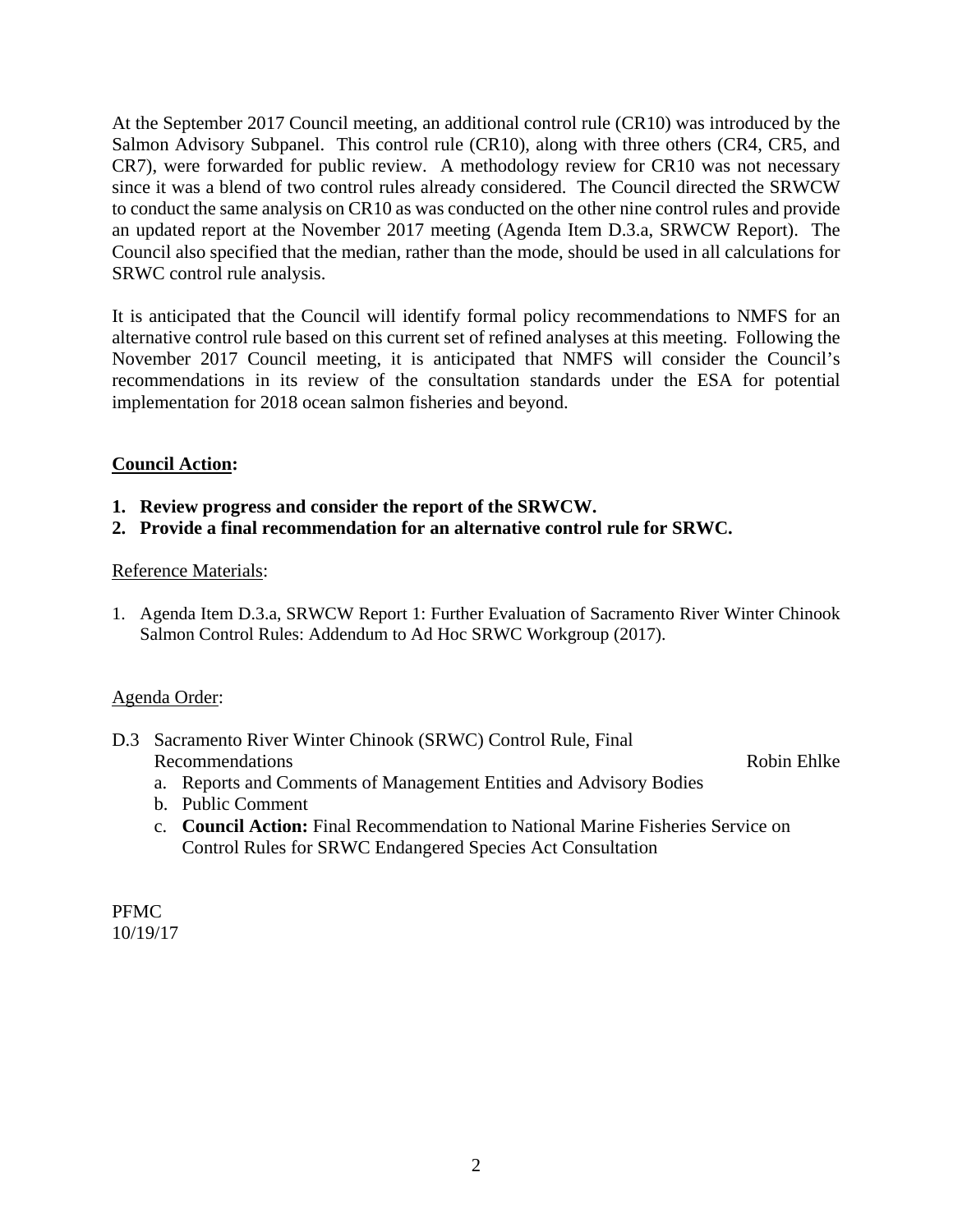At the September 2017 Council meeting, an additional control rule (CR10) was introduced by the Salmon Advisory Subpanel. This control rule (CR10), along with three others (CR4, CR5, and CR7), were forwarded for public review. A methodology review for CR10 was not necessary since it was a blend of two control rules already considered. The Council directed the SRWCW to conduct the same analysis on CR10 as was conducted on the other nine control rules and provide an updated report at the November 2017 meeting (Agenda Item D.3.a, SRWCW Report). The Council also specified that the median, rather than the mode, should be used in all calculations for SRWC control rule analysis.

It is anticipated that the Council will identify formal policy recommendations to NMFS for an alternative control rule based on this current set of refined analyses at this meeting. Following the November 2017 Council meeting, it is anticipated that NMFS will consider the Council's recommendations in its review of the consultation standards under the ESA for potential implementation for 2018 ocean salmon fisheries and beyond.

**Council Action:**

1. **Review progress and consider the report of the SRWCW.**
2. **Provide a final recommendation for an alternative control rule for SRWC.**

Reference Materials:

1. Agenda Item D.3.a, SRWCW Report 1: Further Evaluation of Sacramento River Winter Chinook Salmon Control Rules: Addendum to Ad Hoc SRWC Workgroup (2017).

Agenda Order:

D.3 Sacramento River Winter Chinook (SRWC) Control Rule, Final Recommendations — Robin Ehlke

a. Reports and Comments of Management Entities and Advisory Bodies
b. Public Comment
c. **Council Action:** Final Recommendation to National Marine Fisheries Service on Control Rules for SRWC Endangered Species Act Consultation

PFMC
10/19/17